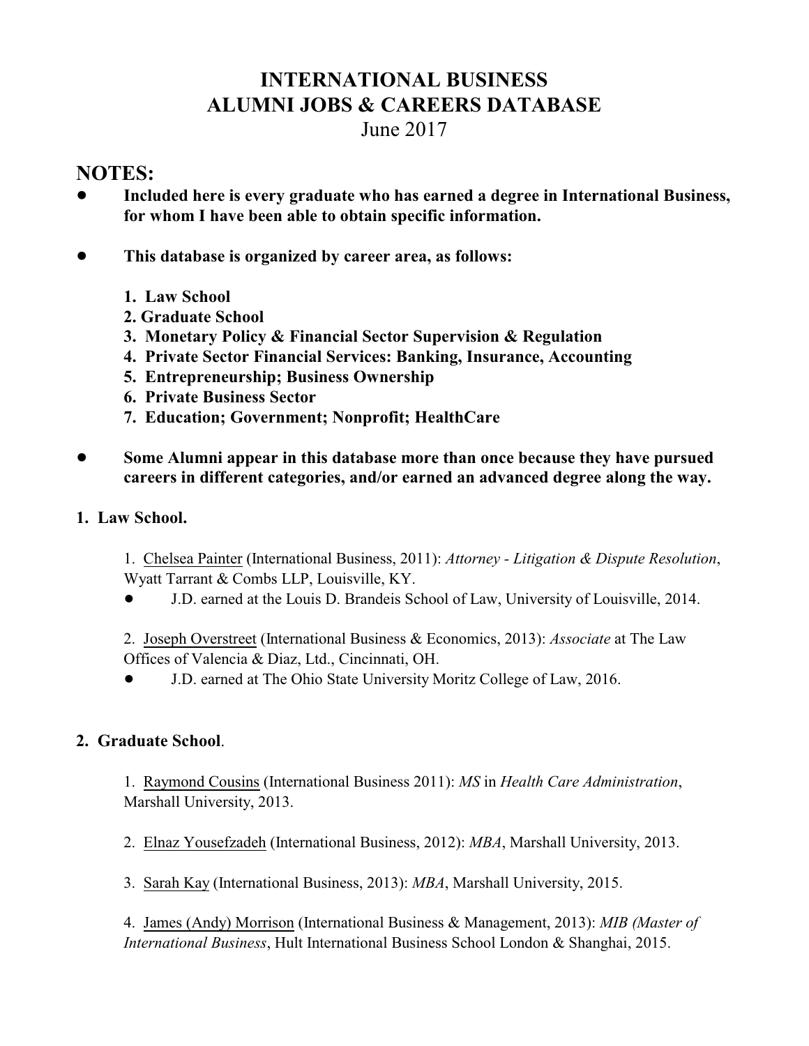# INTERNATIONAL BUSINESS
# ALUMNI JOBS & CAREERS DATABASE
June 2017

## NOTES:

- **Included here is every graduate who has earned a degree in International Business, for whom I have been able to obtain specific information.**

- **This database is organized by career area, as follows:**

    **1. Law School**
    **2. Graduate School**
    **3. Monetary Policy & Financial Sector Supervision & Regulation**
    **4. Private Sector Financial Services: Banking, Insurance, Accounting**
    **5. Entrepreneurship; Business Ownership**
    **6. Private Business Sector**
    **7. Education; Government; Nonprofit; HealthCare**

- **Some Alumni appear in this database more than once because they have pursued careers in different categories, and/or earned an advanced degree along the way.**

### 1. Law School.

1. Chelsea Painter (International Business, 2011): *Attorney - Litigation & Dispute Resolution*, Wyatt Tarrant & Combs LLP, Louisville, KY.
    - J.D. earned at the Louis D. Brandeis School of Law, University of Louisville, 2014.

2. Joseph Overstreet (International Business & Economics, 2013): *Associate* at The Law Offices of Valencia & Diaz, Ltd., Cincinnati, OH.
    - J.D. earned at The Ohio State University Moritz College of Law, 2016.

### 2. Graduate School.

1. Raymond Cousins (International Business 2011): *MS* in *Health Care Administration*, Marshall University, 2013.

2. Elnaz Yousefzadeh (International Business, 2012): *MBA*, Marshall University, 2013.

3. Sarah Kay (International Business, 2013): *MBA*, Marshall University, 2015.

4. James (Andy) Morrison (International Business & Management, 2013): *MIB (Master of International Business*, Hult International Business School London & Shanghai, 2015.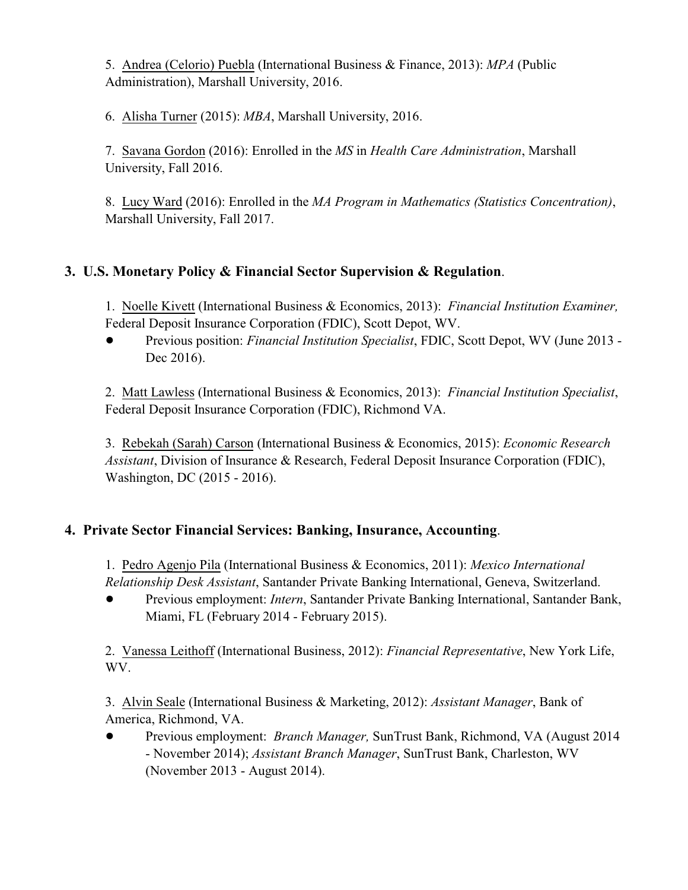5. Andrea (Celorio) Puebla (International Business & Finance, 2013): *MPA* (Public Administration), Marshall University, 2016.

6. Alisha Turner (2015): *MBA*, Marshall University, 2016.

7. Savana Gordon (2016): Enrolled in the *MS* in *Health Care Administration*, Marshall University, Fall 2016.

8. Lucy Ward (2016): Enrolled in the *MA Program in Mathematics (Statistics Concentration)*, Marshall University, Fall 2017.

## 3. U.S. Monetary Policy & Financial Sector Supervision & Regulation.

1. Noelle Kivett (International Business & Economics, 2013): *Financial Institution Examiner,* Federal Deposit Insurance Corporation (FDIC), Scott Depot, WV.
   - Previous position: *Financial Institution Specialist*, FDIC, Scott Depot, WV (June 2013 - Dec 2016).

2. Matt Lawless (International Business & Economics, 2013): *Financial Institution Specialist*, Federal Deposit Insurance Corporation (FDIC), Richmond VA.

3. Rebekah (Sarah) Carson (International Business & Economics, 2015): *Economic Research Assistant*, Division of Insurance & Research, Federal Deposit Insurance Corporation (FDIC), Washington, DC (2015 - 2016).

## 4. Private Sector Financial Services: Banking, Insurance, Accounting.

1. Pedro Agenjo Pila (International Business & Economics, 2011): *Mexico International Relationship Desk Assistant*, Santander Private Banking International, Geneva, Switzerland.
   - Previous employment: *Intern*, Santander Private Banking International, Santander Bank, Miami, FL (February 2014 - February 2015).

2. Vanessa Leithoff (International Business, 2012): *Financial Representative*, New York Life, WV.

3. Alvin Seale (International Business & Marketing, 2012): *Assistant Manager*, Bank of America, Richmond, VA.
   - Previous employment: *Branch Manager,* SunTrust Bank, Richmond, VA (August 2014 - November 2014); *Assistant Branch Manager*, SunTrust Bank, Charleston, WV (November 2013 - August 2014).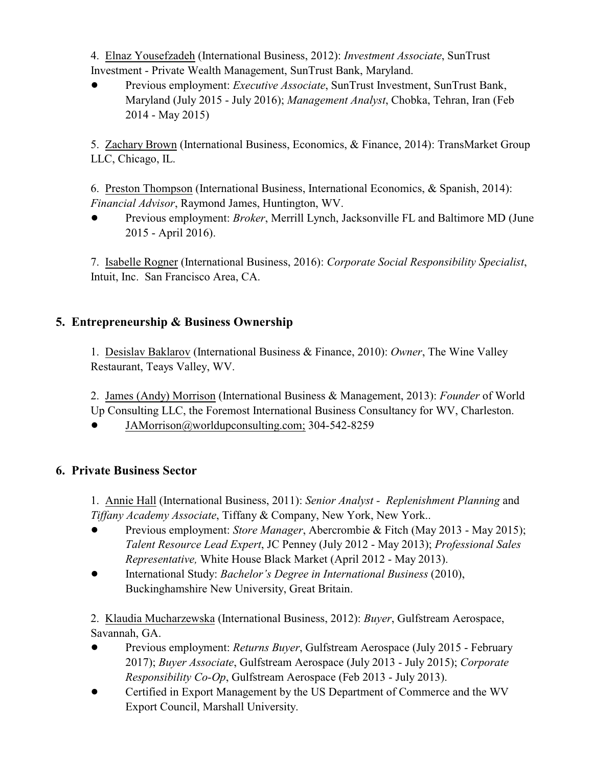4. Elnaz Yousefzadeh (International Business, 2012): *Investment Associate*, SunTrust Investment - Private Wealth Management, SunTrust Bank, Maryland.

- Previous employment: *Executive Associate*, SunTrust Investment, SunTrust Bank, Maryland (July 2015 - July 2016); *Management Analyst*, Chobka, Tehran, Iran (Feb 2014 - May 2015)

5. Zachary Brown (International Business, Economics, & Finance, 2014): TransMarket Group LLC, Chicago, IL.

6. Preston Thompson (International Business, International Economics, & Spanish, 2014): *Financial Advisor*, Raymond James, Huntington, WV.

- Previous employment: *Broker*, Merrill Lynch, Jacksonville FL and Baltimore MD (June 2015 - April 2016).

7. Isabelle Rogner (International Business, 2016): *Corporate Social Responsibility Specialist*, Intuit, Inc. San Francisco Area, CA.

## 5. Entrepreneurship & Business Ownership

1. Desislav Baklarov (International Business & Finance, 2010): *Owner*, The Wine Valley Restaurant, Teays Valley, WV.

2. James (Andy) Morrison (International Business & Management, 2013): *Founder* of World Up Consulting LLC, the Foremost International Business Consultancy for WV, Charleston.

- JAMorrison@worldupconsulting.com; 304-542-8259

## 6. Private Business Sector

1. Annie Hall (International Business, 2011): *Senior Analyst - Replenishment Planning* and *Tiffany Academy Associate*, Tiffany & Company, New York, New York..

- Previous employment: *Store Manager*, Abercrombie & Fitch (May 2013 - May 2015); *Talent Resource Lead Expert*, JC Penney (July 2012 - May 2013); *Professional Sales Representative,* White House Black Market (April 2012 - May 2013).
- International Study: *Bachelor's Degree in International Business* (2010), Buckinghamshire New University, Great Britain.

2. Klaudia Mucharzewska (International Business, 2012): *Buyer*, Gulfstream Aerospace, Savannah, GA.

- Previous employment: *Returns Buyer*, Gulfstream Aerospace (July 2015 - February 2017); *Buyer Associate*, Gulfstream Aerospace (July 2013 - July 2015); *Corporate Responsibility Co-Op*, Gulfstream Aerospace (Feb 2013 - July 2013).
- Certified in Export Management by the US Department of Commerce and the WV Export Council, Marshall University.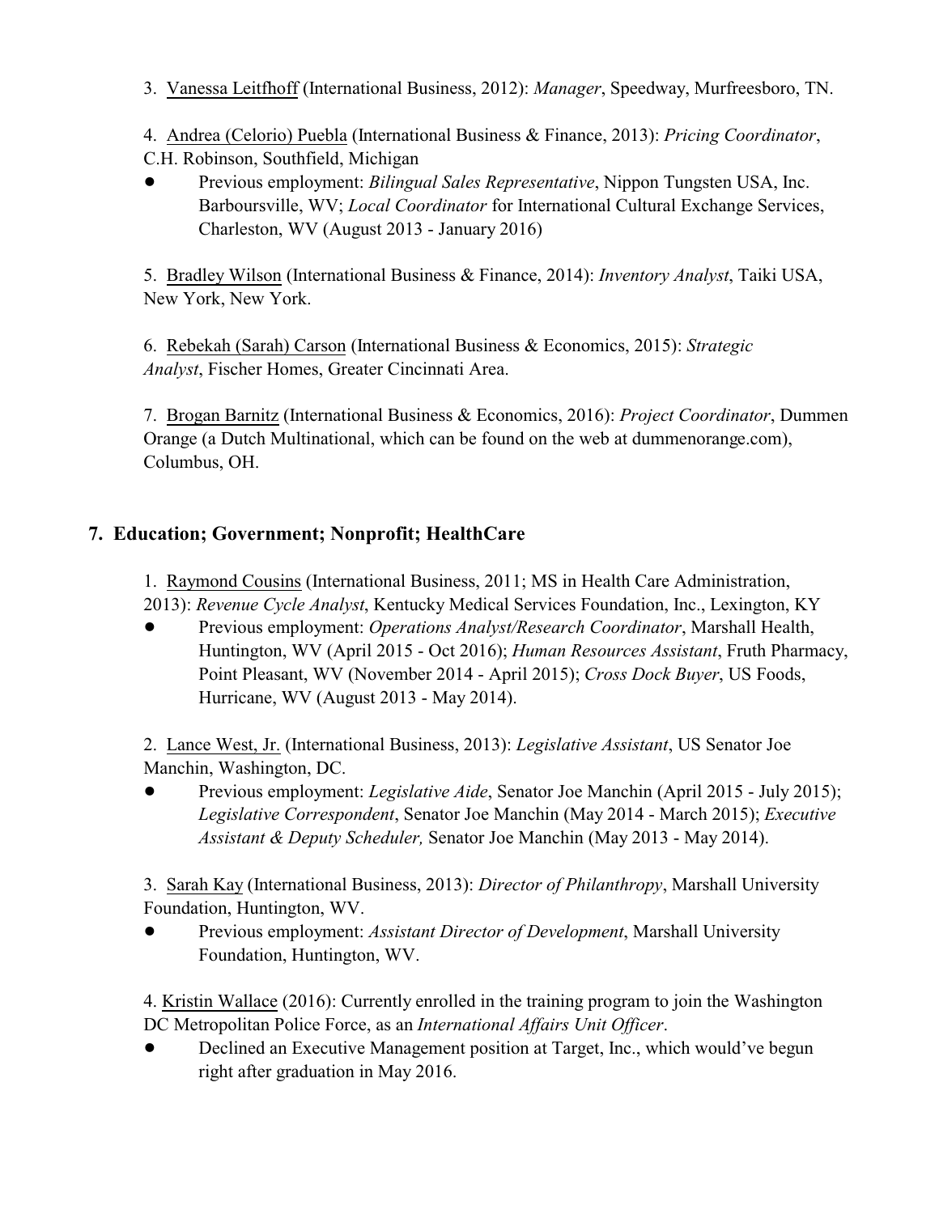3. Vanessa Leitfhoff (International Business, 2012): *Manager*, Speedway, Murfreesboro, TN.

4. Andrea (Celorio) Puebla (International Business & Finance, 2013): *Pricing Coordinator*, C.H. Robinson, Southfield, Michigan

- Previous employment: *Bilingual Sales Representative*, Nippon Tungsten USA, Inc. Barboursville, WV; *Local Coordinator* for International Cultural Exchange Services, Charleston, WV (August 2013 - January 2016)

5. Bradley Wilson (International Business & Finance, 2014): *Inventory Analyst*, Taiki USA, New York, New York.

6. Rebekah (Sarah) Carson (International Business & Economics, 2015): *Strategic Analyst*, Fischer Homes, Greater Cincinnati Area.

7. Brogan Barnitz (International Business & Economics, 2016): *Project Coordinator*, Dummen Orange (a Dutch Multinational, which can be found on the web at dummenorange.com), Columbus, OH.

## 7. Education; Government; Nonprofit; HealthCare

1. Raymond Cousins (International Business, 2011; MS in Health Care Administration, 2013): *Revenue Cycle Analyst*, Kentucky Medical Services Foundation, Inc., Lexington, KY

- Previous employment: *Operations Analyst/Research Coordinator*, Marshall Health, Huntington, WV (April 2015 - Oct 2016); *Human Resources Assistant*, Fruth Pharmacy, Point Pleasant, WV (November 2014 - April 2015); *Cross Dock Buyer*, US Foods, Hurricane, WV (August 2013 - May 2014).

2. Lance West, Jr. (International Business, 2013): *Legislative Assistant*, US Senator Joe Manchin, Washington, DC.

- Previous employment: *Legislative Aide*, Senator Joe Manchin (April 2015 - July 2015); *Legislative Correspondent*, Senator Joe Manchin (May 2014 - March 2015); *Executive Assistant & Deputy Scheduler,* Senator Joe Manchin (May 2013 - May 2014).

3. Sarah Kay (International Business, 2013): *Director of Philanthropy*, Marshall University Foundation, Huntington, WV.

- Previous employment: *Assistant Director of Development*, Marshall University Foundation, Huntington, WV.

4. Kristin Wallace (2016): Currently enrolled in the training program to join the Washington DC Metropolitan Police Force, as an *International Affairs Unit Officer*.

- Declined an Executive Management position at Target, Inc., which would've begun right after graduation in May 2016.